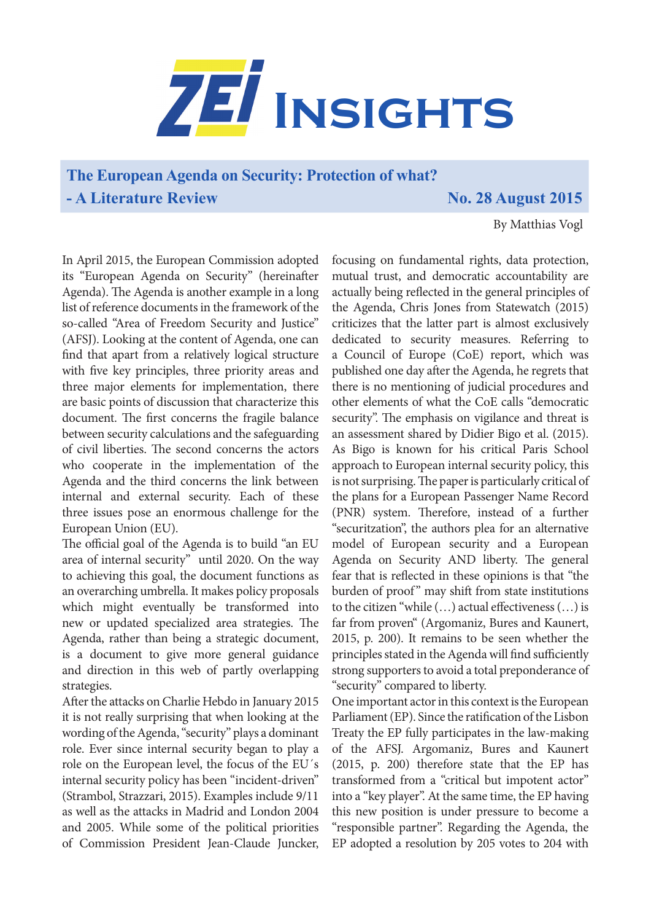# ZEI Insights

## The European Agenda on Security: Protection of what? - A Literature Review

**No. 28 August 2015**

By Matthias Vogl

In April 2015, the European Commission adopted its "European Agenda on Security" (hereinafter Agenda). The Agenda is another example in a long list of reference documents in the framework of the so-called "Area of Freedom Security and Justice" (AFSJ). Looking at the content of Agenda, one can find that apart from a relatively logical structure with five key principles, three priority areas and three major elements for implementation, there are basic points of discussion that characterize this document. The first concerns the fragile balance between security calculations and the safeguarding of civil liberties. The second concerns the actors who cooperate in the implementation of the Agenda and the third concerns the link between internal and external security. Each of these three issues pose an enormous challenge for the European Union (EU).

The official goal of the Agenda is to build "an EU area of internal security" until 2020. On the way to achieving this goal, the document functions as an overarching umbrella. It makes policy proposals which might eventually be transformed into new or updated specialized area strategies. The Agenda, rather than being a strategic document, is a document to give more general guidance and direction in this web of partly overlapping strategies.

After the attacks on Charlie Hebdo in January 2015 it is not really surprising that when looking at the wording of the Agenda, "security" plays a dominant role. Ever since internal security began to play a role on the European level, the focus of the EU´s internal security policy has been "incident-driven" (Strambol, Strazzari, 2015). Examples include 9/11 as well as the attacks in Madrid and London 2004 and 2005. While some of the political priorities of Commission President Jean-Claude Juncker, focusing on fundamental rights, data protection, mutual trust, and democratic accountability are actually being reflected in the general principles of the Agenda, Chris Jones from Statewatch (2015) criticizes that the latter part is almost exclusively dedicated to security measures. Referring to a Council of Europe (CoE) report, which was published one day after the Agenda, he regrets that there is no mentioning of judicial procedures and other elements of what the CoE calls "democratic security". The emphasis on vigilance and threat is an assessment shared by Didier Bigo et al. (2015). As Bigo is known for his critical Paris School approach to European internal security policy, this is not surprising. The paper is particularly critical of the plans for a European Passenger Name Record (PNR) system. Therefore, instead of a further "securitzation", the authors plea for an alternative model of European security and a European Agenda on Security AND liberty. The general fear that is reflected in these opinions is that "the burden of proof" may shift from state institutions to the citizen "while (…) actual effectiveness (…) is far from proven" (Argomaniz, Bures and Kaunert, 2015, p. 200). It remains to be seen whether the principles stated in the Agenda will find sufficiently strong supporters to avoid a total preponderance of "security" compared to liberty.

One important actor in this context is the European Parliament (EP). Since the ratification of the Lisbon Treaty the EP fully participates in the law-making of the AFSJ. Argomaniz, Bures and Kaunert (2015, p. 200) therefore state that the EP has transformed from a "critical but impotent actor" into a "key player". At the same time, the EP having this new position is under pressure to become a "responsible partner". Regarding the Agenda, the EP adopted a resolution by 205 votes to 204 with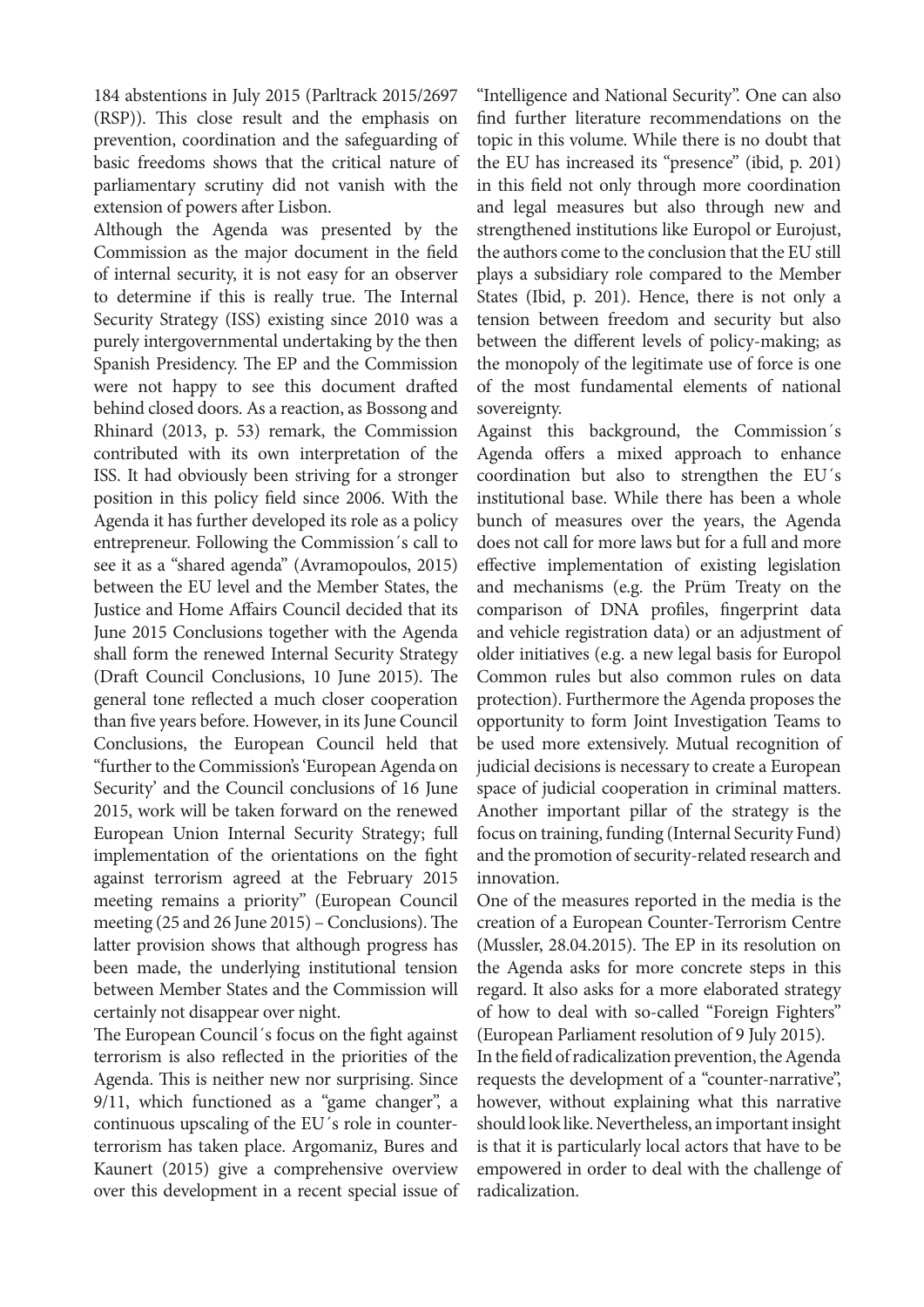184 abstentions in July 2015 (Parltrack 2015/2697 (RSP)). This close result and the emphasis on prevention, coordination and the safeguarding of basic freedoms shows that the critical nature of parliamentary scrutiny did not vanish with the extension of powers after Lisbon.

Although the Agenda was presented by the Commission as the major document in the field of internal security, it is not easy for an observer to determine if this is really true. The Internal Security Strategy (ISS) existing since 2010 was a purely intergovernmental undertaking by the then Spanish Presidency. The EP and the Commission were not happy to see this document drafted behind closed doors. As a reaction, as Bossong and Rhinard (2013, p. 53) remark, the Commission contributed with its own interpretation of the ISS. It had obviously been striving for a stronger position in this policy field since 2006. With the Agenda it has further developed its role as a policy entrepreneur. Following the Commission´s call to see it as a "shared agenda" (Avramopoulos, 2015) between the EU level and the Member States, the Justice and Home Affairs Council decided that its June 2015 Conclusions together with the Agenda shall form the renewed Internal Security Strategy (Draft Council Conclusions, 10 June 2015). The general tone reflected a much closer cooperation than five years before. However, in its June Council Conclusions, the European Council held that "further to the Commission's 'European Agenda on Security' and the Council conclusions of 16 June 2015, work will be taken forward on the renewed European Union Internal Security Strategy; full implementation of the orientations on the fight against terrorism agreed at the February 2015 meeting remains a priority" (European Council meeting (25 and 26 June 2015) – Conclusions). The latter provision shows that although progress has been made, the underlying institutional tension between Member States and the Commission will certainly not disappear over night.

The European Council´s focus on the fight against terrorism is also reflected in the priorities of the Agenda. This is neither new nor surprising. Since 9/11, which functioned as a "game changer", a continuous upscaling of the EU´s role in counter-terrorism has taken place. Argomaniz, Bures and Kaunert (2015) give a comprehensive overview over this development in a recent special issue of "Intelligence and National Security". One can also find further literature recommendations on the topic in this volume. While there is no doubt that the EU has increased its "presence" (ibid, p. 201) in this field not only through more coordination and legal measures but also through new and strengthened institutions like Europol or Eurojust, the authors come to the conclusion that the EU still plays a subsidiary role compared to the Member States (Ibid, p. 201). Hence, there is not only a tension between freedom and security but also between the different levels of policy-making; as the monopoly of the legitimate use of force is one of the most fundamental elements of national sovereignty.

Against this background, the Commission´s Agenda offers a mixed approach to enhance coordination but also to strengthen the EU´s institutional base. While there has been a whole bunch of measures over the years, the Agenda does not call for more laws but for a full and more effective implementation of existing legislation and mechanisms (e.g. the Prüm Treaty on the comparison of DNA profiles, fingerprint data and vehicle registration data) or an adjustment of older initiatives (e.g. a new legal basis for Europol Common rules but also common rules on data protection). Furthermore the Agenda proposes the opportunity to form Joint Investigation Teams to be used more extensively. Mutual recognition of judicial decisions is necessary to create a European space of judicial cooperation in criminal matters. Another important pillar of the strategy is the focus on training, funding (Internal Security Fund) and the promotion of security-related research and innovation.

One of the measures reported in the media is the creation of a European Counter-Terrorism Centre (Mussler, 28.04.2015). The EP in its resolution on the Agenda asks for more concrete steps in this regard. It also asks for a more elaborated strategy of how to deal with so-called "Foreign Fighters" (European Parliament resolution of 9 July 2015).

In the field of radicalization prevention, the Agenda requests the development of a "counter-narrative", however, without explaining what this narrative should look like. Nevertheless, an important insight is that it is particularly local actors that have to be empowered in order to deal with the challenge of radicalization.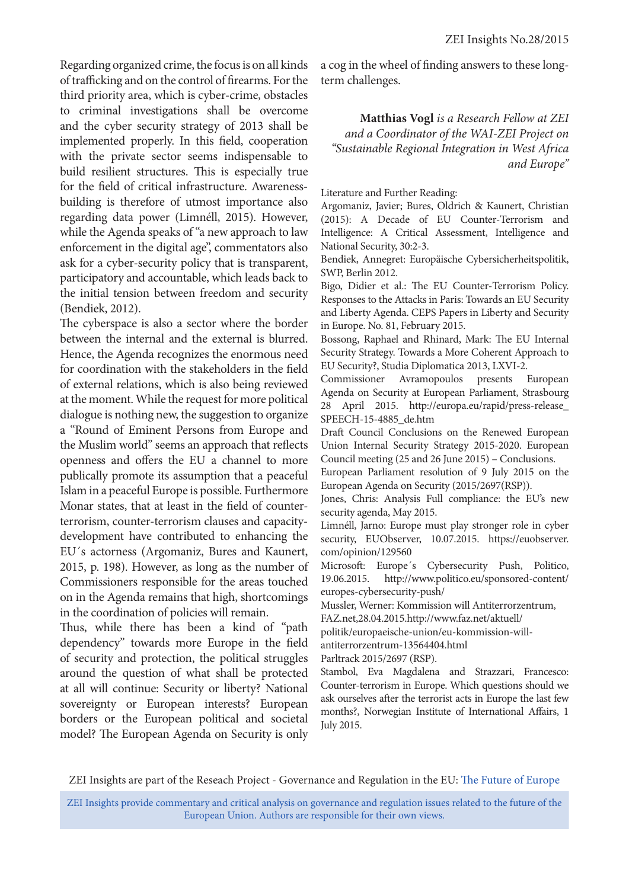Regarding organized crime, the focus is on all kinds of trafficking and on the control of firearms. For the third priority area, which is cyber-crime, obstacles to criminal investigations shall be overcome and the cyber security strategy of 2013 shall be implemented properly. In this field, cooperation with the private sector seems indispensable to build resilient structures. This is especially true for the field of critical infrastructure. Awareness-building is therefore of utmost importance also regarding data power (Limnéll, 2015). However, while the Agenda speaks of "a new approach to law enforcement in the digital age", commentators also ask for a cyber-security policy that is transparent, participatory and accountable, which leads back to the initial tension between freedom and security (Bendiek, 2012).

The cyberspace is also a sector where the border between the internal and the external is blurred. Hence, the Agenda recognizes the enormous need for coordination with the stakeholders in the field of external relations, which is also being reviewed at the moment. While the request for more political dialogue is nothing new, the suggestion to organize a "Round of Eminent Persons from Europe and the Muslim world" seems an approach that reflects openness and offers the EU a channel to more publically promote its assumption that a peaceful Islam in a peaceful Europe is possible. Furthermore Monar states, that at least in the field of counter-terrorism, counter-terrorism clauses and capacity-development have contributed to enhancing the EU´s actorness (Argomaniz, Bures and Kaunert, 2015, p. 198). However, as long as the number of Commissioners responsible for the areas touched on in the Agenda remains that high, shortcomings in the coordination of policies will remain.

Thus, while there has been a kind of "path dependency" towards more Europe in the field of security and protection, the political struggles around the question of what shall be protected at all will continue: Security or liberty? National sovereignty or European interests? European borders or the European political and societal model? The European Agenda on Security is only a cog in the wheel of finding answers to these long-term challenges.

**Matthias Vogl** *is a Research Fellow at ZEI and a Coordinator of the WAI-ZEI Project on "Sustainable Regional Integration in West Africa and Europe"*

Literature and Further Reading:

Argomaniz, Javier; Bures, Oldrich & Kaunert, Christian (2015): A Decade of EU Counter-Terrorism and Intelligence: A Critical Assessment, Intelligence and National Security, 30:2-3.

Bendiek, Annegret: Europäische Cybersicherheitspolitik, SWP, Berlin 2012.

Bigo, Didier et al.: The EU Counter-Terrorism Policy. Responses to the Attacks in Paris: Towards an EU Security and Liberty Agenda. CEPS Papers in Liberty and Security in Europe. No. 81, February 2015.

Bossong, Raphael and Rhinard, Mark: The EU Internal Security Strategy. Towards a More Coherent Approach to EU Security?, Studia Diplomatica 2013, LXVI-2.

Commissioner Avramopoulos presents European Agenda on Security at European Parliament, Strasbourg 28 April 2015. http://europa.eu/rapid/press-release_SPEECH-15-4885_de.htm

Draft Council Conclusions on the Renewed European Union Internal Security Strategy 2015-2020. European Council meeting (25 and 26 June 2015) – Conclusions.

European Parliament resolution of 9 July 2015 on the European Agenda on Security (2015/2697(RSP)).

Jones, Chris: Analysis Full compliance: the EU's new security agenda, May 2015.

Limnéll, Jarno: Europe must play stronger role in cyber security, EUObserver, 10.07.2015. https://euobserver.com/opinion/129560

Microsoft: Europe´s Cybersecurity Push, Politico, 19.06.2015. http://www.politico.eu/sponsored-content/europes-cybersecurity-push/

Mussler, Werner: Kommission will Antiterrorzentrum, FAZ.net,28.04.2015.http://www.faz.net/aktuell/politik/europaeische-union/eu-kommission-will-antiterrorzentrum-13564404.html

Parltrack 2015/2697 (RSP).

Stambol, Eva Magdalena and Strazzari, Francesco: Counter-terrorism in Europe. Which questions should we ask ourselves after the terrorist acts in Europe the last few months?, Norwegian Institute of International Affairs, 1 July 2015.

ZEI Insights are part of the Reseach Project - Governance and Regulation in the EU: The Future of Europe

ZEI Insights provide commentary and critical analysis on governance and regulation issues related to the future of the European Union. Authors are responsible for their own views.